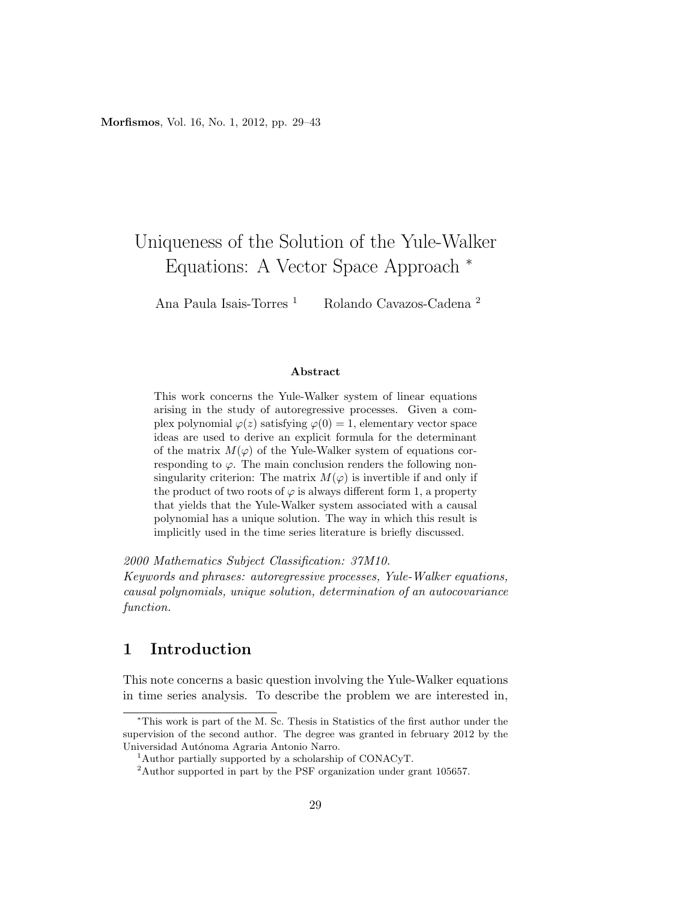# Uniqueness of the Solution of the Yule-Walker Equations: A Vector Space Approach *

Ana Paula Isais-Torres [1]   Rolando Cavazos-Cadena [2]

### Abstract

This work concerns the Yule-Walker system of linear equations arising in the study of autoregressive processes. Given a complex polynomial $\varphi(z)$ satisfying $\varphi(0) = 1$, elementary vector space ideas are used to derive an explicit formula for the determinant of the matrix $M(\varphi)$ of the Yule-Walker system of equations corresponding to $\varphi$. The main conclusion renders the following nonsingularity criterion: The matrix $M(\varphi)$ is invertible if and only if the product of two roots of $\varphi$ is always different form 1, a property that yields that the Yule-Walker system associated with a causal polynomial has a unique solution. The way in which this result is implicitly used in the time series literature is briefly discussed.

*2000 Mathematics Subject Classification: 37M10.*

*Keywords and phrases: autoregressive processes, Yule-Walker equations, causal polynomials, unique solution, determination of an autocovariance function.*

## 1 Introduction

This note concerns a basic question involving the Yule-Walker equations in time series analysis. To describe the problem we are interested in,

---

*This work is part of the M. Sc. Thesis in Statistics of the first author under the supervision of the second author. The degree was granted in february 2012 by the Universidad Autónoma Agraria Antonio Narro.

[1] Author partially supported by a scholarship of CONACyT.

[2] Author supported in part by the PSF organization under grant 105657.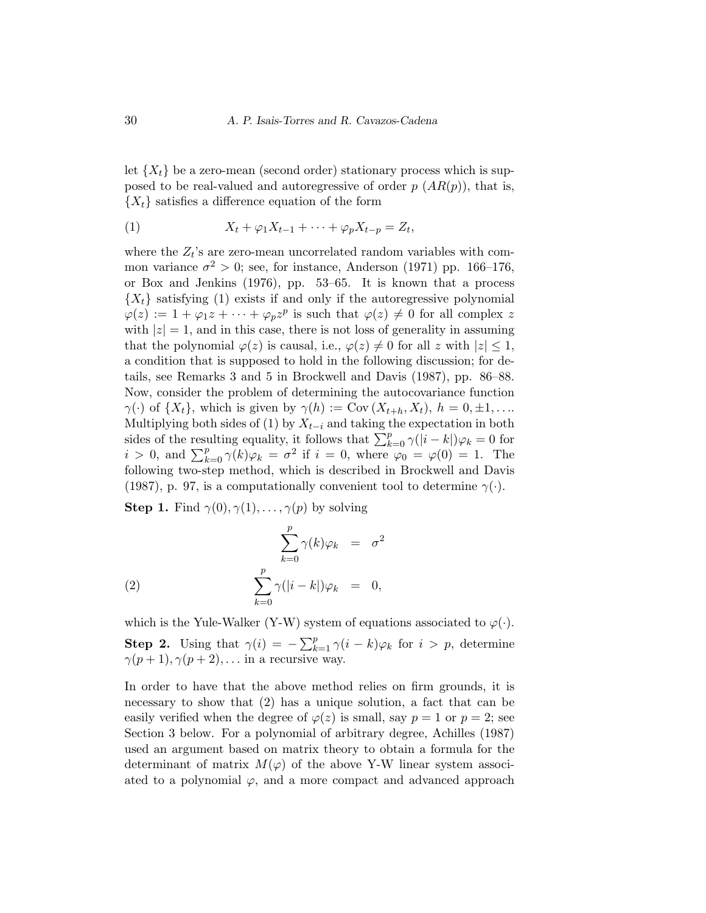let $\{X_t\}$ be a zero-mean (second order) stationary process which is supposed to be real-valued and autoregressive of order $p$ ($AR(p)$), that is, $\{X_t\}$ satisfies a difference equation of the form

$$X_t + \varphi_1 X_{t-1} + \cdots + \varphi_p X_{t-p} = Z_t, \tag{1}$$

where the $Z_t$'s are zero-mean uncorrelated random variables with common variance $\sigma^2 > 0$; see, for instance, Anderson (1971) pp. 166–176, or Box and Jenkins (1976), pp. 53–65. It is known that a process $\{X_t\}$ satisfying (1) exists if and only if the autoregressive polynomial $\varphi(z) := 1 + \varphi_1 z + \cdots + \varphi_p z^p$ is such that $\varphi(z) \neq 0$ for all complex $z$ with $|z| = 1$, and in this case, there is not loss of generality in assuming that the polynomial $\varphi(z)$ is causal, i.e., $\varphi(z) \neq 0$ for all $z$ with $|z| \leq 1$, a condition that is supposed to hold in the following discussion; for details, see Remarks 3 and 5 in Brockwell and Davis (1987), pp. 86–88. Now, consider the problem of determining the autocovariance function $\gamma(\cdot)$ of $\{X_t\}$, which is given by $\gamma(h) := \mathrm{Cov}\,(X_{t+h}, X_t)$, $h = 0, \pm 1, \ldots$. Multiplying both sides of (1) by $X_{t-i}$ and taking the expectation in both sides of the resulting equality, it follows that $\sum_{k=0}^{p} \gamma(|i-k|)\varphi_k = 0$ for $i > 0$, and $\sum_{k=0}^{p} \gamma(k)\varphi_k = \sigma^2$ if $i = 0$, where $\varphi_0 = \varphi(0) = 1$. The following two-step method, which is described in Brockwell and Davis (1987), p. 97, is a computationally convenient tool to determine $\gamma(\cdot)$.

**Step 1.** Find $\gamma(0), \gamma(1), \ldots, \gamma(p)$ by solving

$$\begin{aligned} \sum_{k=0}^{p} \gamma(k)\varphi_k &= \sigma^2 \\ \sum_{k=0}^{p} \gamma(|i-k|)\varphi_k &= 0, \end{aligned} \tag{2}$$

which is the Yule-Walker (Y-W) system of equations associated to $\varphi(\cdot)$.

**Step 2.** Using that $\gamma(i) = -\sum_{k=1}^{p} \gamma(i-k)\varphi_k$ for $i > p$, determine $\gamma(p+1), \gamma(p+2), \ldots$ in a recursive way.

In order to have that the above method relies on firm grounds, it is necessary to show that (2) has a unique solution, a fact that can be easily verified when the degree of $\varphi(z)$ is small, say $p = 1$ or $p = 2$; see Section 3 below. For a polynomial of arbitrary degree, Achilles (1987) used an argument based on matrix theory to obtain a formula for the determinant of matrix $M(\varphi)$ of the above Y-W linear system associated to a polynomial $\varphi$, and a more compact and advanced approach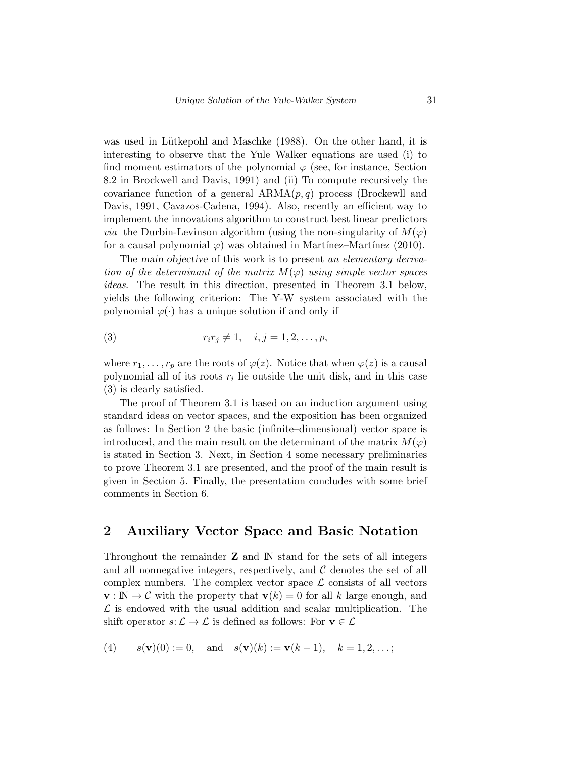was used in Lütkepohl and Maschke (1988). On the other hand, it is interesting to observe that the Yule–Walker equations are used (i) to find moment estimators of the polynomial $\varphi$ (see, for instance, Section 8.2 in Brockwell and Davis, 1991) and (ii) To compute recursively the covariance function of a general ARMA$(p, q)$ process (Brockewll and Davis, 1991, Cavazos-Cadena, 1994). Also, recently an efficient way to implement the innovations algorithm to construct best linear predictors *via* the Durbin-Levinson algorithm (using the non-singularity of $M(\varphi)$ for a causal polynomial $\varphi$) was obtained in Martínez–Martínez (2010).

The *main objective* of this work is to present *an elementary derivation of the determinant of the matrix $M(\varphi)$ using simple vector spaces ideas*. The result in this direction, presented in Theorem 3.1 below, yields the following criterion: The Y-W system associated with the polynomial $\varphi(\cdot)$ has a unique solution if and only if

$$r_i r_j \neq 1, \quad i, j = 1, 2, \ldots, p, \tag{3}$$

where $r_1, \ldots, r_p$ are the roots of $\varphi(z)$. Notice that when $\varphi(z)$ is a causal polynomial all of its roots $r_i$ lie outside the unit disk, and in this case (3) is clearly satisfied.

The proof of Theorem 3.1 is based on an induction argument using standard ideas on vector spaces, and the exposition has been organized as follows: In Section 2 the basic (infinite–dimensional) vector space is introduced, and the main result on the determinant of the matrix $M(\varphi)$ is stated in Section 3. Next, in Section 4 some necessary preliminaries to prove Theorem 3.1 are presented, and the proof of the main result is given in Section 5. Finally, the presentation concludes with some brief comments in Section 6.

## 2 Auxiliary Vector Space and Basic Notation

Throughout the remainder $\mathbf{Z}$ and $\mathbb{N}$ stand for the sets of all integers and all nonnegative integers, respectively, and $\mathcal{C}$ denotes the set of all complex numbers. The complex vector space $\mathcal{L}$ consists of all vectors $\mathbf{v} : \mathbb{N} \to \mathcal{C}$ with the property that $\mathbf{v}(k) = 0$ for all $k$ large enough, and $\mathcal{L}$ is endowed with the usual addition and scalar multiplication. The shift operator $s \colon \mathcal{L} \to \mathcal{L}$ is defined as follows: For $\mathbf{v} \in \mathcal{L}$

$$s(\mathbf{v})(0) := 0, \quad \text{and} \quad s(\mathbf{v})(k) := \mathbf{v}(k-1), \quad k = 1, 2, \ldots; \tag{4}$$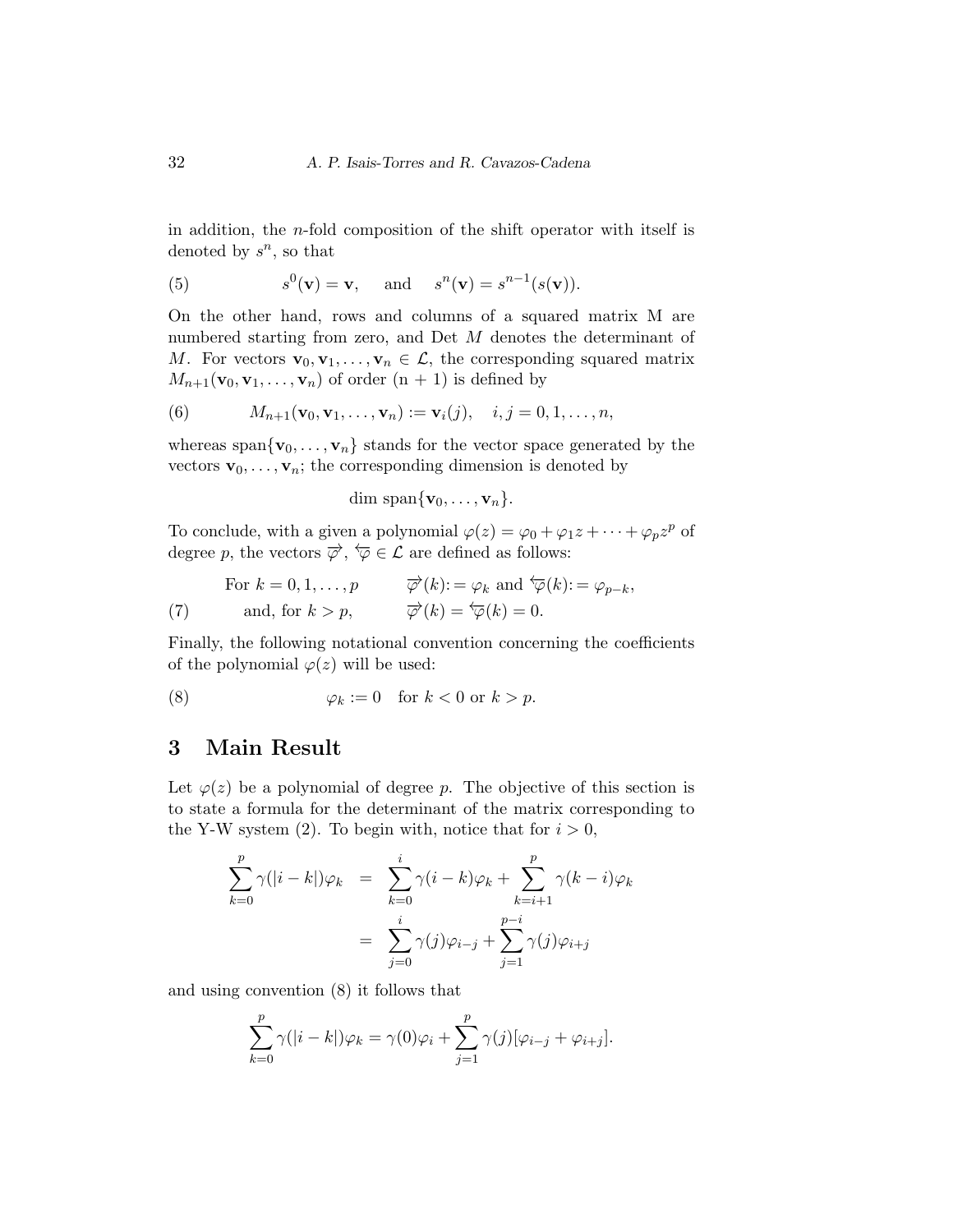in addition, the $n$-fold composition of the shift operator with itself is denoted by $s^n$, so that

$$
s^0(\mathbf{v}) = \mathbf{v}, \quad \text{ and } \quad s^n(\mathbf{v}) = s^{n-1}(s(\mathbf{v})). \tag{5}
$$

On the other hand, rows and columns of a squared matrix M are numbered starting from zero, and Det $M$ denotes the determinant of $M$. For vectors $\mathbf{v}_0, \mathbf{v}_1, \ldots, \mathbf{v}_n \in \mathcal{L}$, the corresponding squared matrix $M_{n+1}(\mathbf{v}_0, \mathbf{v}_1, \ldots, \mathbf{v}_n)$ of order (n + 1) is defined by

$$
M_{n+1}(\mathbf{v}_0, \mathbf{v}_1, \ldots, \mathbf{v}_n) := \mathbf{v}_i(j), \quad i, j = 0, 1, \ldots, n, \tag{6}
$$

whereas span$\{\mathbf{v}_0, \ldots, \mathbf{v}_n\}$ stands for the vector space generated by the vectors $\mathbf{v}_0, \ldots, \mathbf{v}_n$; the corresponding dimension is denoted by

$$
\dim \text{span}\{\mathbf{v}_0, \ldots, \mathbf{v}_n\}.
$$

To conclude, with a given a polynomial $\varphi(z) = \varphi_0 + \varphi_1 z + \cdots + \varphi_p z^p$ of degree $p$, the vectors $\overrightarrow{\varphi}$, $\overleftarrow{\varphi} \in \mathcal{L}$ are defined as follows:

$$
\begin{aligned}
&\text{For } k = 0, 1, \ldots, p \qquad && \overrightarrow{\varphi}(k) := \varphi_k \text{ and } \overleftarrow{\varphi}(k) := \varphi_{p-k}, \\
&\text{and, for } k > p, && \overrightarrow{\varphi}(k) = \overleftarrow{\varphi}(k) = 0.
\end{aligned} \tag{7}
$$

Finally, the following notational convention concerning the coefficients of the polynomial $\varphi(z)$ will be used:

$$
\varphi_k := 0 \quad \text{for } k < 0 \text{ or } k > p. \tag{8}
$$

## 3 Main Result

Let $\varphi(z)$ be a polynomial of degree $p$. The objective of this section is to state a formula for the determinant of the matrix corresponding to the Y-W system (2). To begin with, notice that for $i > 0$,

$$
\begin{aligned}
\sum_{k=0}^{p} \gamma(|i-k|)\varphi_k &= \sum_{k=0}^{i} \gamma(i-k)\varphi_k + \sum_{k=i+1}^{p} \gamma(k-i)\varphi_k \\
&= \sum_{j=0}^{i} \gamma(j)\varphi_{i-j} + \sum_{j=1}^{p-i} \gamma(j)\varphi_{i+j}
\end{aligned}
$$

and using convention (8) it follows that

$$
\sum_{k=0}^{p} \gamma(|i-k|)\varphi_k = \gamma(0)\varphi_i + \sum_{j=1}^{p} \gamma(j)[\varphi_{i-j} + \varphi_{i+j}].
$$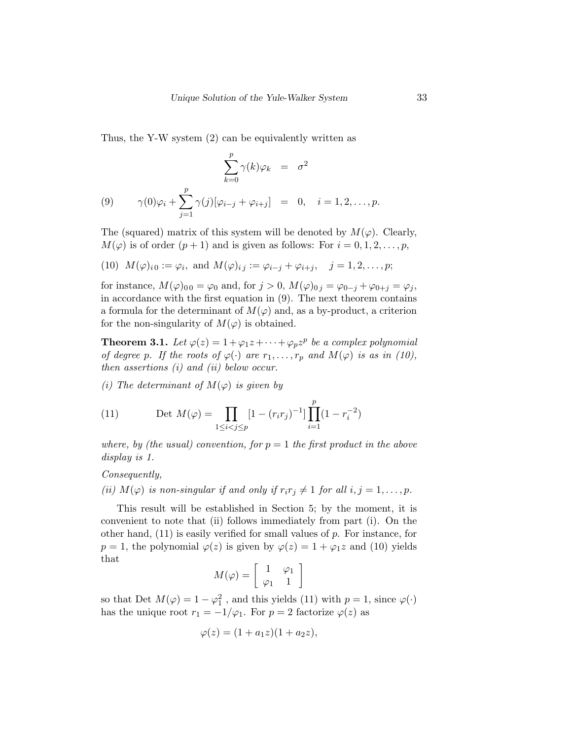Thus, the Y-W system (2) can be equivalently written as

$$
\begin{aligned}
\sum_{k=0}^{p} \gamma(k)\varphi_k &= \sigma^2 \\
\gamma(0)\varphi_i + \sum_{j=1}^{p} \gamma(j)[\varphi_{i-j} + \varphi_{i+j}] &= 0, \quad i = 1, 2, \ldots, p.
\end{aligned} \tag{9}
$$

The (squared) matrix of this system will be denoted by $M(\varphi)$. Clearly, $M(\varphi)$ is of order $(p+1)$ and is given as follows: For $i = 0, 1, 2, \ldots, p$,

$$
M(\varphi)_{i\,0} := \varphi_i, \text{ and } M(\varphi)_{i\,j} := \varphi_{i-j} + \varphi_{i+j}, \quad j = 1, 2, \ldots, p; \tag{10}
$$

for instance, $M(\varphi)_{0\,0} = \varphi_0$ and, for $j > 0$, $M(\varphi)_{0\,j} = \varphi_{0-j} + \varphi_{0+j} = \varphi_j$, in accordance with the first equation in (9). The next theorem contains a formula for the determinant of $M(\varphi)$ and, as a by-product, a criterion for the non-singularity of $M(\varphi)$ is obtained.

**Theorem 3.1.** *Let $\varphi(z) = 1 + \varphi_1 z + \cdots + \varphi_p z^p$ be a complex polynomial of degree $p$. If the roots of $\varphi(\cdot)$ are $r_1, \ldots, r_p$ and $M(\varphi)$ is as in (10), then assertions (i) and (ii) below occur.*

*(i) The determinant of $M(\varphi)$ is given by*

$$
\text{Det } M(\varphi) = \prod_{1 \le i < j \le p} [1 - (r_i r_j)^{-1}] \prod_{i=1}^{p} (1 - r_i^{-2}) \tag{11}
$$

*where, by (the usual) convention, for $p = 1$ the first product in the above display is 1.*

*Consequently,*

*(ii) $M(\varphi)$ is non-singular if and only if $r_i r_j \neq 1$ for all $i, j = 1, \ldots, p$.*

This result will be established in Section 5; by the moment, it is convenient to note that (ii) follows immediately from part (i). On the other hand, (11) is easily verified for small values of $p$. For instance, for $p = 1$, the polynomial $\varphi(z)$ is given by $\varphi(z) = 1 + \varphi_1 z$ and (10) yields that

$$
M(\varphi) = \begin{bmatrix} 1 & \varphi_1 \\ \varphi_1 & 1 \end{bmatrix}
$$

so that Det $M(\varphi) = 1 - \varphi_1^2$ , and this yields (11) with $p = 1$, since $\varphi(\cdot)$ has the unique root $r_1 = -1/\varphi_1$. For $p = 2$ factorize $\varphi(z)$ as

$$
\varphi(z) = (1 + a_1 z)(1 + a_2 z),
$$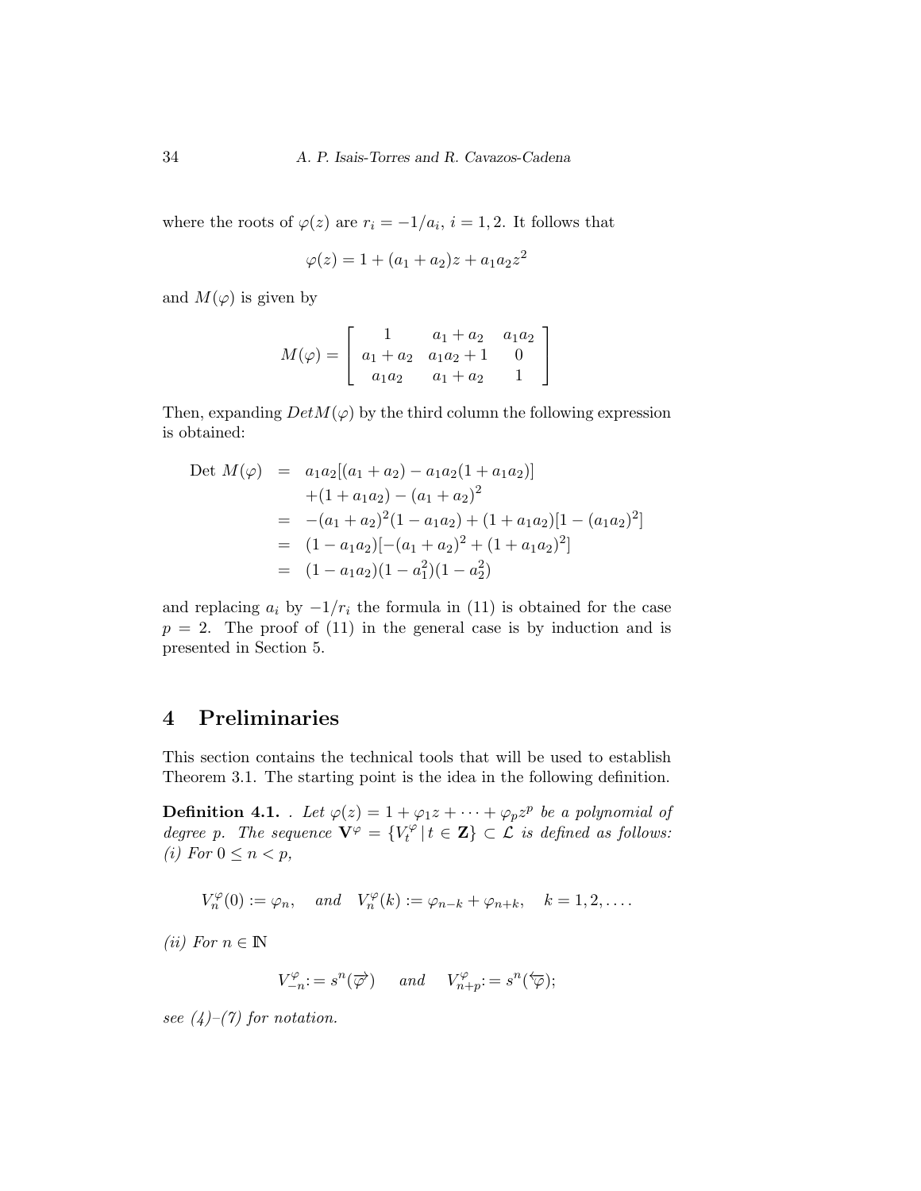where the roots of $\varphi(z)$ are $r_i = -1/a_i$, $i = 1, 2$. It follows that

$$\varphi(z) = 1 + (a_1 + a_2)z + a_1 a_2 z^2$$

and $M(\varphi)$ is given by

$$M(\varphi) = \begin{bmatrix} 1 & a_1 + a_2 & a_1 a_2 \\ a_1 + a_2 & a_1 a_2 + 1 & 0 \\ a_1 a_2 & a_1 + a_2 & 1 \end{bmatrix}$$

Then, expanding $Det M(\varphi)$ by the third column the following expression is obtained:

$$\begin{aligned} \text{Det } M(\varphi) &= a_1 a_2[(a_1 + a_2) - a_1 a_2(1 + a_1 a_2)] \\ &\quad + (1 + a_1 a_2) - (a_1 + a_2)^2 \\ &= -(a_1 + a_2)^2(1 - a_1 a_2) + (1 + a_1 a_2)[1 - (a_1 a_2)^2] \\ &= (1 - a_1 a_2)[-(a_1 + a_2)^2 + (1 + a_1 a_2)^2] \\ &= (1 - a_1 a_2)(1 - a_1^2)(1 - a_2^2) \end{aligned}$$

and replacing $a_i$ by $-1/r_i$ the formula in (11) is obtained for the case $p = 2$. The proof of (11) in the general case is by induction and is presented in Section 5.

## 4 Preliminaries

This section contains the technical tools that will be used to establish Theorem 3.1. The starting point is the idea in the following definition.

**Definition 4.1.** . *Let $\varphi(z) = 1 + \varphi_1 z + \cdots + \varphi_p z^p$ be a polynomial of degree $p$. The sequence $\mathbf{V}^\varphi = \{V_t^\varphi \,|\, t \in \mathbf{Z}\} \subset \mathcal{L}$ is defined as follows:*
*(i) For $0 \leq n < p$,*

$$V_n^\varphi(0) := \varphi_n, \quad \text{and} \quad V_n^\varphi(k) := \varphi_{n-k} + \varphi_{n+k}, \quad k = 1, 2, \ldots.$$

*(ii) For $n \in \mathbb{N}$*

$$V_{-n}^\varphi := s^n(\overrightarrow{\varphi}) \quad \text{and} \quad V_{n+p}^\varphi := s^n(\overleftarrow{\varphi});$$

*see (4)–(7) for notation.*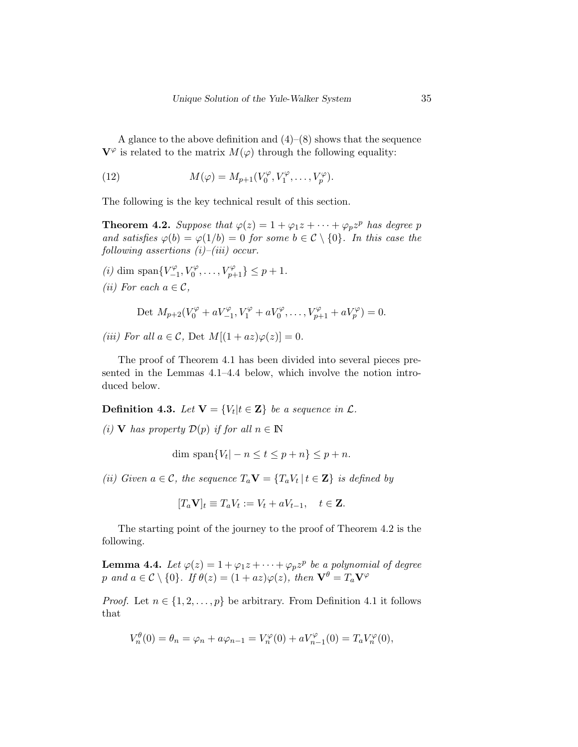A glance to the above definition and (4)–(8) shows that the sequence $\mathbf{V}^\varphi$ is related to the matrix $M(\varphi)$ through the following equality:

$$M(\varphi) = M_{p+1}(V_0^\varphi, V_1^\varphi, \ldots, V_p^\varphi). \tag{12}$$

The following is the key technical result of this section.

**Theorem 4.2.** *Suppose that* $\varphi(z) = 1 + \varphi_1 z + \cdots + \varphi_p z^p$ *has degree* $p$ *and satisfies* $\varphi(b) = \varphi(1/b) = 0$ *for some* $b \in \mathcal{C} \setminus \{0\}$*. In this case the following assertions (i)–(iii) occur.*

*(i)* $\dim \operatorname{span}\{V_{-1}^\varphi, V_0^\varphi, \ldots, V_{p+1}^\varphi\} \le p+1$.

*(ii) For each* $a \in \mathcal{C}$,

$$\operatorname{Det}\, M_{p+2}(V_0^\varphi + aV_{-1}^\varphi, V_1^\varphi + aV_0^\varphi, \ldots, V_{p+1}^\varphi + aV_p^\varphi) = 0.$$

*(iii) For all* $a \in \mathcal{C}$, $\operatorname{Det}\, M[(1+az)\varphi(z)] = 0$.

The proof of Theorem 4.1 has been divided into several pieces presented in the Lemmas 4.1–4.4 below, which involve the notion introduced below.

**Definition 4.3.** *Let* $\mathbf{V} = \{V_t | t \in \mathbf{Z}\}$ *be a sequence in* $\mathcal{L}$.

*(i)* $\mathbf{V}$ *has property* $\mathcal{D}(p)$ *if for all* $n \in \mathbb{N}$

$$\dim \operatorname{span}\{V_t | -n \le t \le p+n\} \le p+n.$$

*(ii) Given* $a \in \mathcal{C}$*, the sequence* $T_a\mathbf{V} = \{T_a V_t \,|\, t \in \mathbf{Z}\}$ *is defined by*

$$[T_a\mathbf{V}]_t \equiv T_a V_t := V_t + aV_{t-1}, \quad t \in \mathbf{Z}.$$

The starting point of the journey to the proof of Theorem 4.2 is the following.

**Lemma 4.4.** *Let* $\varphi(z) = 1 + \varphi_1 z + \cdots + \varphi_p z^p$ *be a polynomial of degree* $p$ *and* $a \in \mathcal{C} \setminus \{0\}$*. If* $\theta(z) = (1+az)\varphi(z)$*, then* $\mathbf{V}^\theta = T_a\mathbf{V}^\varphi$

*Proof.* Let $n \in \{1, 2, \ldots, p\}$ be arbitrary. From Definition 4.1 it follows that

$$V_n^\theta(0) = \theta_n = \varphi_n + a\varphi_{n-1} = V_n^\varphi(0) + aV_{n-1}^\varphi(0) = T_a V_n^\varphi(0),$$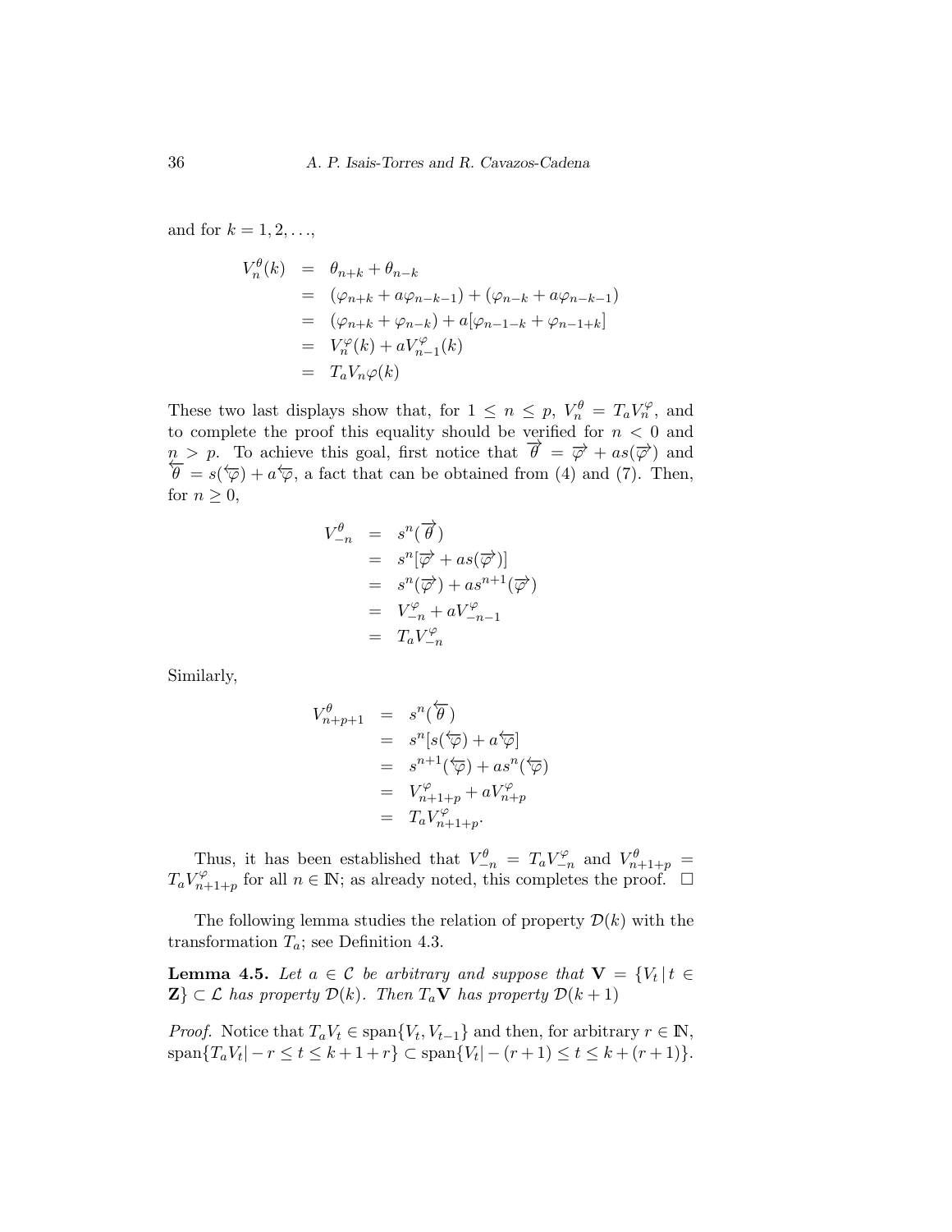and for $k = 1, 2, \ldots,$

$$
\begin{aligned}
V_n^\theta(k) &= \theta_{n+k} + \theta_{n-k} \\
&= (\varphi_{n+k} + a\varphi_{n-k-1}) + (\varphi_{n-k} + a\varphi_{n-k-1}) \\
&= (\varphi_{n+k} + \varphi_{n-k}) + a[\varphi_{n-1-k} + \varphi_{n-1+k}] \\
&= V_n^\varphi(k) + aV_{n-1}^\varphi(k) \\
&= T_a V_n \varphi(k)
\end{aligned}
$$

These two last displays show that, for $1 \leq n \leq p$, $V_n^\theta = T_a V_n^\varphi$, and to complete the proof this equality should be verified for $n < 0$ and $n > p$. To achieve this goal, first notice that $\overrightarrow{\theta} = \overrightarrow{\varphi} + as(\overrightarrow{\varphi})$ and $\overleftarrow{\theta} = s(\overleftarrow{\varphi}) + a\overleftarrow{\varphi}$, a fact that can be obtained from (4) and (7). Then, for $n \geq 0$,

$$
\begin{aligned}
V_{-n}^\theta &= s^n(\overrightarrow{\theta}) \\
&= s^n[\overrightarrow{\varphi} + as(\overrightarrow{\varphi})] \\
&= s^n(\overrightarrow{\varphi}) + as^{n+1}(\overrightarrow{\varphi}) \\
&= V_{-n}^\varphi + aV_{-n-1}^\varphi \\
&= T_a V_{-n}^\varphi
\end{aligned}
$$

Similarly,

$$
\begin{aligned}
V_{n+p+1}^\theta &= s^n(\overleftarrow{\theta}) \\
&= s^n[s(\overleftarrow{\varphi}) + a\overleftarrow{\varphi}] \\
&= s^{n+1}(\overleftarrow{\varphi}) + as^n(\overleftarrow{\varphi}) \\
&= V_{n+1+p}^\varphi + aV_{n+p}^\varphi \\
&= T_a V_{n+1+p}^\varphi.
\end{aligned}
$$

Thus, it has been established that $V_{-n}^\theta = T_a V_{-n}^\varphi$ and $V_{n+1+p}^\theta = T_a V_{n+1+p}^\varphi$ for all $n \in \mathbb{N}$; as already noted, this completes the proof. $\square$

The following lemma studies the relation of property $\mathcal{D}(k)$ with the transformation $T_a$; see Definition 4.3.

**Lemma 4.5.** *Let $a \in \mathcal{C}$ be arbitrary and suppose that $\mathbf{V} = \{V_t \,|\, t \in \mathbf{Z}\} \subset \mathcal{L}$ has property $\mathcal{D}(k)$. Then $T_a\mathbf{V}$ has property $\mathcal{D}(k+1)$*

*Proof.* Notice that $T_a V_t \in \operatorname{span}\{V_t, V_{t-1}\}$ and then, for arbitrary $r \in \mathbb{N}$, $\operatorname{span}\{T_a V_t | -r \leq t \leq k+1+r\} \subset \operatorname{span}\{V_t | -(r+1) \leq t \leq k+(r+1)\}$.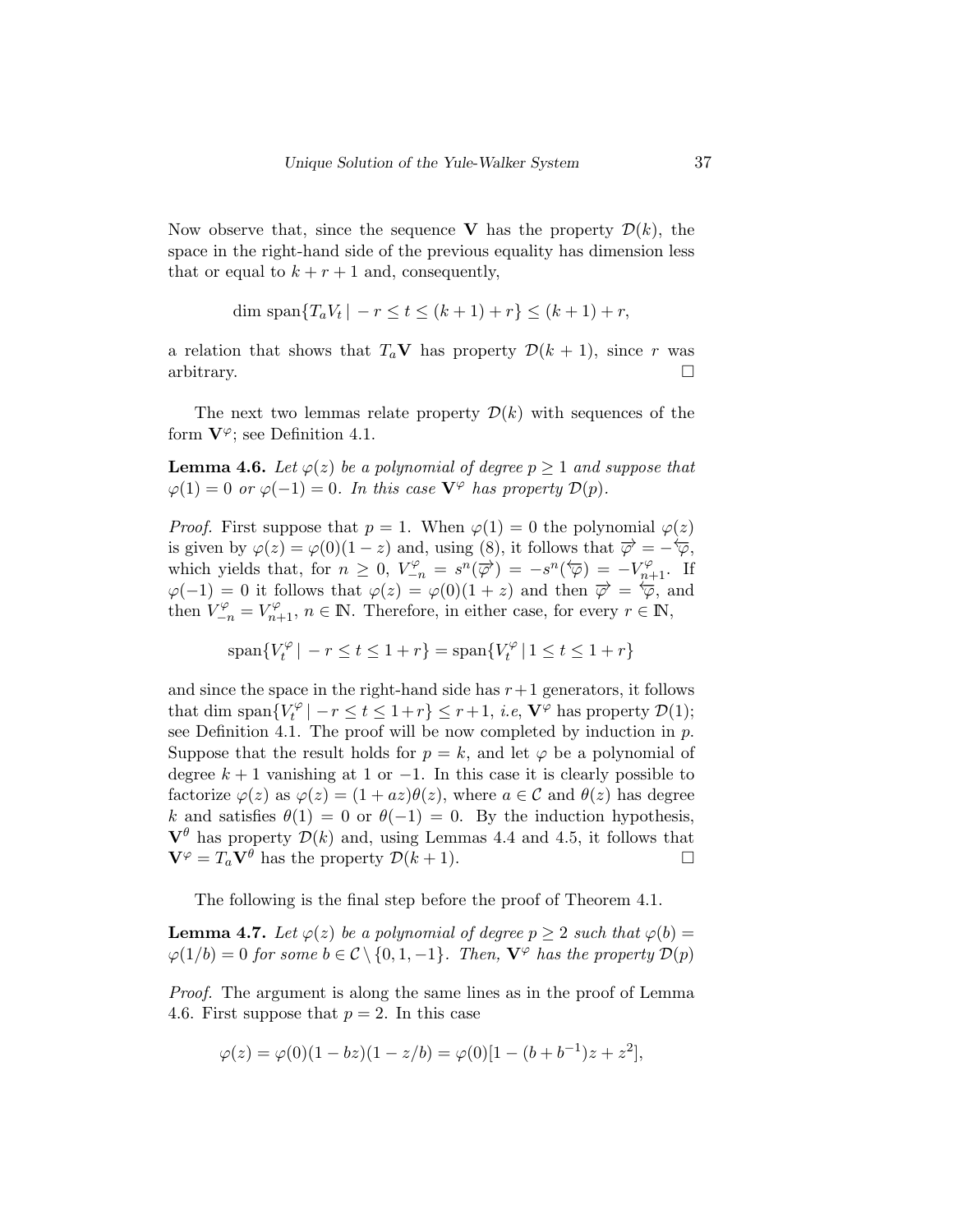Now observe that, since the sequence $\mathbf{V}$ has the property $\mathcal{D}(k)$, the space in the right-hand side of the previous equality has dimension less that or equal to $k + r + 1$ and, consequently,

$$\dim \operatorname{span}\{T_a V_t \mid -r \le t \le (k+1) + r\} \le (k+1) + r,$$

a relation that shows that $T_a\mathbf{V}$ has property $\mathcal{D}(k+1)$, since $r$ was arbitrary. $\square$

The next two lemmas relate property $\mathcal{D}(k)$ with sequences of the form $\mathbf{V}^\varphi$; see Definition 4.1.

**Lemma 4.6.** *Let $\varphi(z)$ be a polynomial of degree $p \ge 1$ and suppose that $\varphi(1) = 0$ or $\varphi(-1) = 0$. In this case $\mathbf{V}^\varphi$ has property $\mathcal{D}(p)$.*

*Proof.* First suppose that $p = 1$. When $\varphi(1) = 0$ the polynomial $\varphi(z)$ is given by $\varphi(z) = \varphi(0)(1 - z)$ and, using (8), it follows that $\overrightarrow{\varphi} = -\overleftarrow{\varphi}$, which yields that, for $n \ge 0$, $V^\varphi_{-n} = s^n(\overrightarrow{\varphi}) = -s^n(\overleftarrow{\varphi}) = -V^\varphi_{n+1}$. If $\varphi(-1) = 0$ it follows that $\varphi(z) = \varphi(0)(1 + z)$ and then $\overrightarrow{\varphi} = \overleftarrow{\varphi}$, and then $V^\varphi_{-n} = V^\varphi_{n+1}$, $n \in \mathbb{N}$. Therefore, in either case, for every $r \in \mathbb{N}$,

$$\operatorname{span}\{V^\varphi_t \mid -r \le t \le 1 + r\} = \operatorname{span}\{V^\varphi_t \mid 1 \le t \le 1 + r\}$$

and since the space in the right-hand side has $r+1$ generators, it follows that $\dim \operatorname{span}\{V^\varphi_t \mid -r \le t \le 1+r\} \le r+1$, *i.e*, $\mathbf{V}^\varphi$ has property $\mathcal{D}(1)$; see Definition 4.1. The proof will be now completed by induction in $p$. Suppose that the result holds for $p = k$, and let $\varphi$ be a polynomial of degree $k+1$ vanishing at 1 or $-1$. In this case it is clearly possible to factorize $\varphi(z)$ as $\varphi(z) = (1 + az)\theta(z)$, where $a \in \mathcal{C}$ and $\theta(z)$ has degree $k$ and satisfies $\theta(1) = 0$ or $\theta(-1) = 0$. By the induction hypothesis, $\mathbf{V}^\theta$ has property $\mathcal{D}(k)$ and, using Lemmas 4.4 and 4.5, it follows that $\mathbf{V}^\varphi = T_a\mathbf{V}^\theta$ has the property $\mathcal{D}(k+1)$. $\square$

The following is the final step before the proof of Theorem 4.1.

**Lemma 4.7.** *Let $\varphi(z)$ be a polynomial of degree $p \ge 2$ such that $\varphi(b) = \varphi(1/b) = 0$ for some $b \in \mathcal{C} \setminus \{0, 1, -1\}$. Then, $\mathbf{V}^\varphi$ has the property $\mathcal{D}(p)$*

*Proof.* The argument is along the same lines as in the proof of Lemma 4.6. First suppose that $p = 2$. In this case

$$\varphi(z) = \varphi(0)(1 - bz)(1 - z/b) = \varphi(0)[1 - (b + b^{-1})z + z^2],$$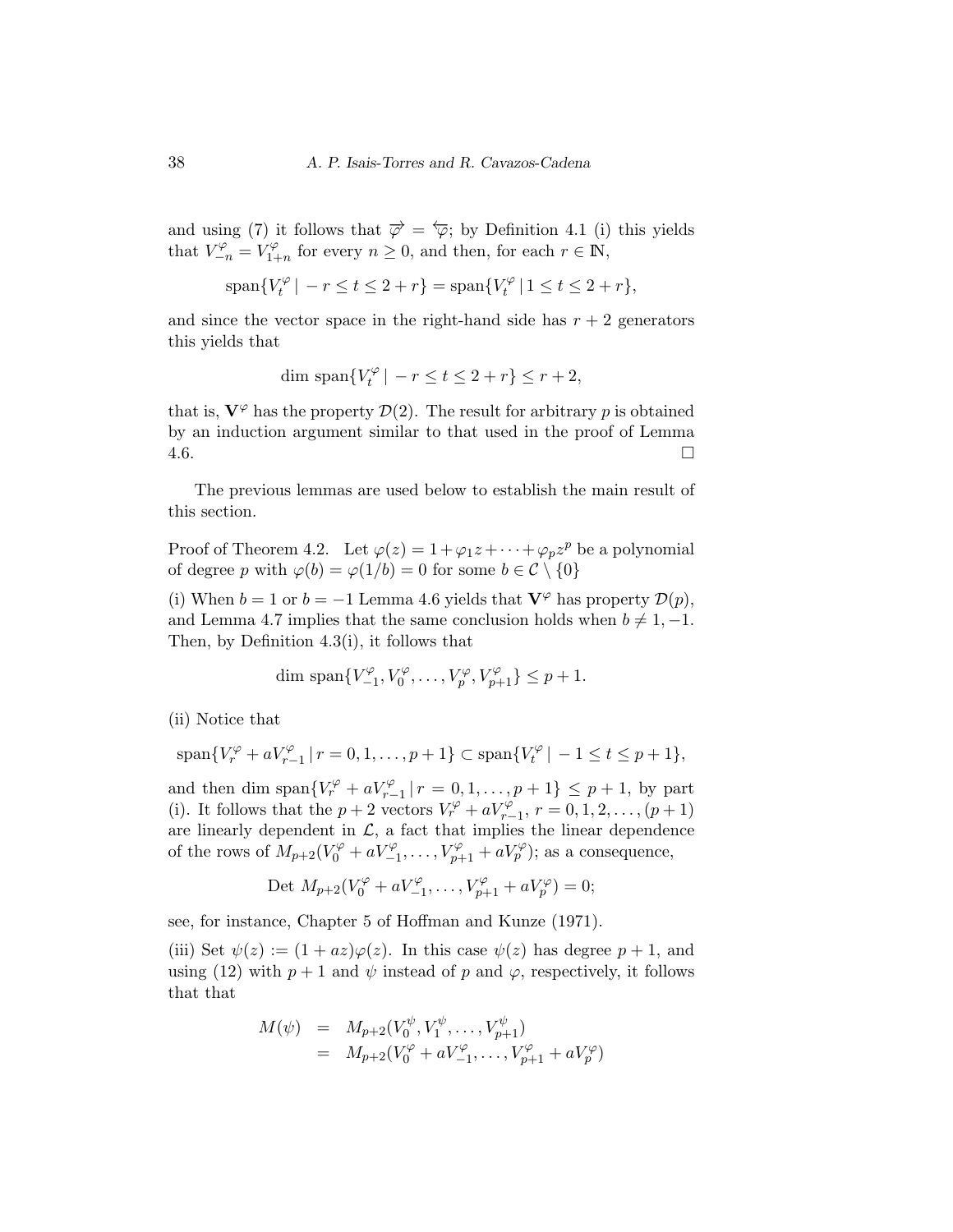and using (7) it follows that $\overrightarrow{\varphi} = \overleftarrow{\varphi}$; by Definition 4.1 (i) this yields that $V_{-n}^{\varphi} = V_{1+n}^{\varphi}$ for every $n \geq 0$, and then, for each $r \in \mathbb{N}$,

$$\text{span}\{V_t^{\varphi} \,|\, -r \leq t \leq 2+r\} = \text{span}\{V_t^{\varphi} \,|\, 1 \leq t \leq 2+r\},$$

and since the vector space in the right-hand side has $r+2$ generators this yields that

$$\dim \text{span}\{V_t^{\varphi} \,|\, -r \leq t \leq 2+r\} \leq r+2,$$

that is, $\mathbf{V}^{\varphi}$ has the property $\mathcal{D}(2)$. The result for arbitrary $p$ is obtained by an induction argument similar to that used in the proof of Lemma 4.6. □

The previous lemmas are used below to establish the main result of this section.

Proof of Theorem 4.2. Let $\varphi(z) = 1 + \varphi_1 z + \cdots + \varphi_p z^p$ be a polynomial of degree $p$ with $\varphi(b) = \varphi(1/b) = 0$ for some $b \in \mathcal{C} \setminus \{0\}$

(i) When $b = 1$ or $b = -1$ Lemma 4.6 yields that $\mathbf{V}^{\varphi}$ has property $\mathcal{D}(p)$, and Lemma 4.7 implies that the same conclusion holds when $b \neq 1, -1$. Then, by Definition 4.3(i), it follows that

$$\dim \text{span}\{V_{-1}^{\varphi}, V_0^{\varphi}, \ldots, V_p^{\varphi}, V_{p+1}^{\varphi}\} \leq p+1.$$

(ii) Notice that

$$\text{span}\{V_r^{\varphi} + aV_{r-1}^{\varphi} \,|\, r = 0, 1, \ldots, p+1\} \subset \text{span}\{V_t^{\varphi} \,|\, -1 \leq t \leq p+1\},$$

and then $\dim \text{span}\{V_r^{\varphi} + aV_{r-1}^{\varphi} \,|\, r = 0, 1, \ldots, p+1\} \leq p+1$, by part (i). It follows that the $p+2$ vectors $V_r^{\varphi} + aV_{r-1}^{\varphi}$, $r = 0, 1, 2, \ldots, (p+1)$ are linearly dependent in $\mathcal{L}$, a fact that implies the linear dependence of the rows of $M_{p+2}(V_0^{\varphi} + aV_{-1}^{\varphi}, \ldots, V_{p+1}^{\varphi} + aV_p^{\varphi})$; as a consequence,

$$\text{Det } M_{p+2}(V_0^{\varphi} + aV_{-1}^{\varphi}, \ldots, V_{p+1}^{\varphi} + aV_p^{\varphi}) = 0;$$

see, for instance, Chapter 5 of Hoffman and Kunze (1971).

(iii) Set $\psi(z) := (1 + az)\varphi(z)$. In this case $\psi(z)$ has degree $p+1$, and using (12) with $p+1$ and $\psi$ instead of $p$ and $\varphi$, respectively, it follows that that

$$\begin{aligned} M(\psi) &= M_{p+2}(V_0^{\psi}, V_1^{\psi}, \ldots, V_{p+1}^{\psi}) \\ &= M_{p+2}(V_0^{\varphi} + aV_{-1}^{\varphi}, \ldots, V_{p+1}^{\varphi} + aV_p^{\varphi}) \end{aligned}$$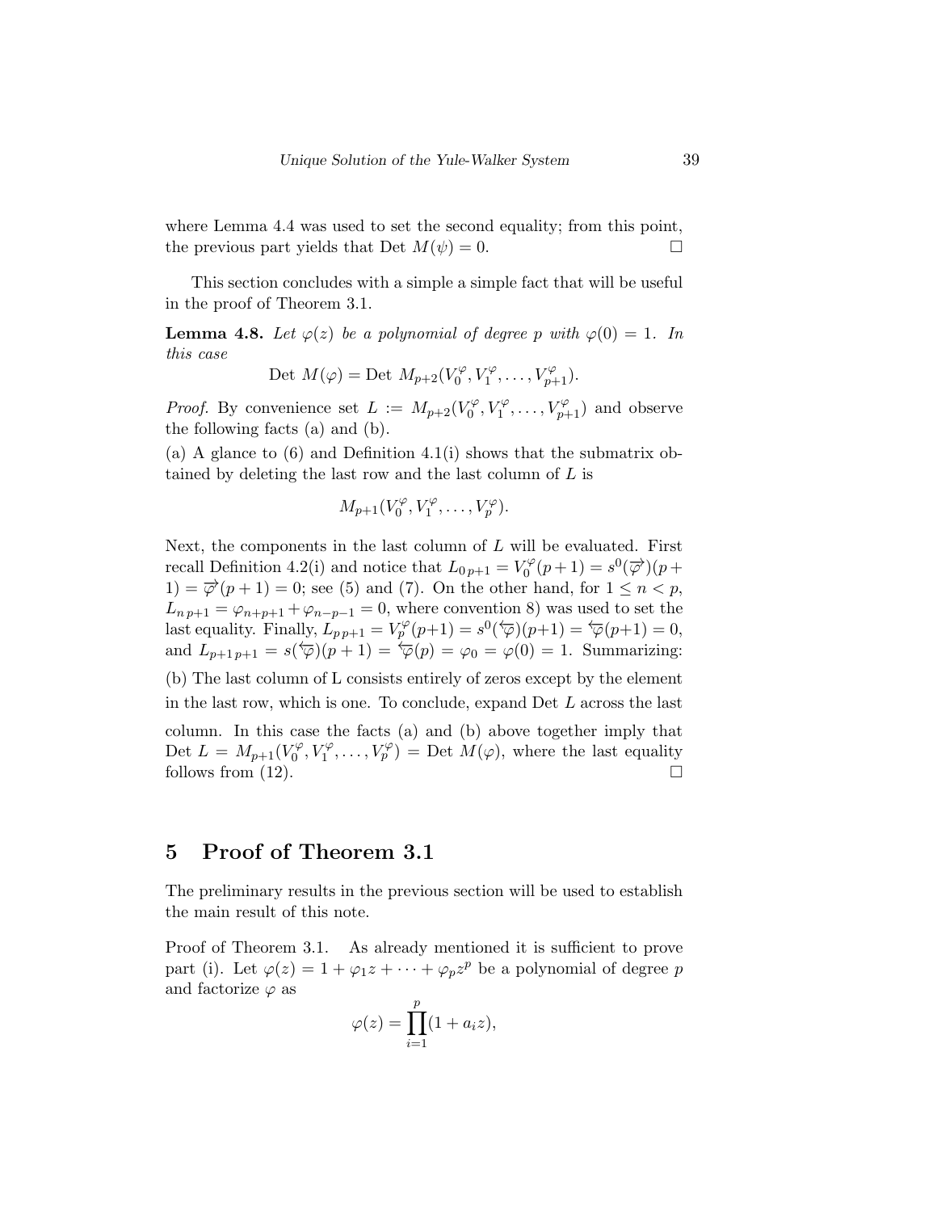where Lemma 4.4 was used to set the second equality; from this point, the previous part yields that Det $M(\psi) = 0$. $\square$

This section concludes with a simple a simple fact that will be useful in the proof of Theorem 3.1.

**Lemma 4.8.** *Let $\varphi(z)$ be a polynomial of degree $p$ with $\varphi(0) = 1$. In this case*

$$\text{Det } M(\varphi) = \text{Det } M_{p+2}(V_0^\varphi, V_1^\varphi, \ldots, V_{p+1}^\varphi).$$

*Proof.* By convenience set $L := M_{p+2}(V_0^\varphi, V_1^\varphi, \ldots, V_{p+1}^\varphi)$ and observe the following facts (a) and (b).

(a) A glance to (6) and Definition 4.1(i) shows that the submatrix obtained by deleting the last row and the last column of $L$ is

$$M_{p+1}(V_0^\varphi, V_1^\varphi, \ldots, V_p^\varphi).$$

Next, the components in the last column of $L$ will be evaluated. First recall Definition 4.2(i) and notice that $L_{0\,p+1} = V_0^\varphi(p+1) = s^0(\overrightarrow{\varphi})(p+1) = \overrightarrow{\varphi}(p+1) = 0$; see (5) and (7). On the other hand, for $1 \leq n < p$, $L_{n\,p+1} = \varphi_{n+p+1} + \varphi_{n-p-1} = 0$, where convention 8) was used to set the last equality. Finally, $L_{p\,p+1} = V_p^\varphi(p+1) = s^0(\overleftarrow{\varphi})(p+1) = \overleftarrow{\varphi}(p+1) = 0$, and $L_{p+1\,p+1} = s(\overleftarrow{\varphi})(p+1) = \overleftarrow{\varphi}(p) = \varphi_0 = \varphi(0) = 1$. Summarizing:

(b) The last column of L consists entirely of zeros except by the element in the last row, which is one. To conclude, expand Det $L$ across the last column. In this case the facts (a) and (b) above together imply that Det $L = M_{p+1}(V_0^\varphi, V_1^\varphi, \ldots, V_p^\varphi) =$ Det $M(\varphi)$, where the last equality follows from (12). $\square$

## 5 Proof of Theorem 3.1

The preliminary results in the previous section will be used to establish the main result of this note.

Proof of Theorem 3.1. As already mentioned it is sufficient to prove part (i). Let $\varphi(z) = 1 + \varphi_1 z + \cdots + \varphi_p z^p$ be a polynomial of degree $p$ and factorize $\varphi$ as

$$\varphi(z) = \prod_{i=1}^{p}(1 + a_i z),$$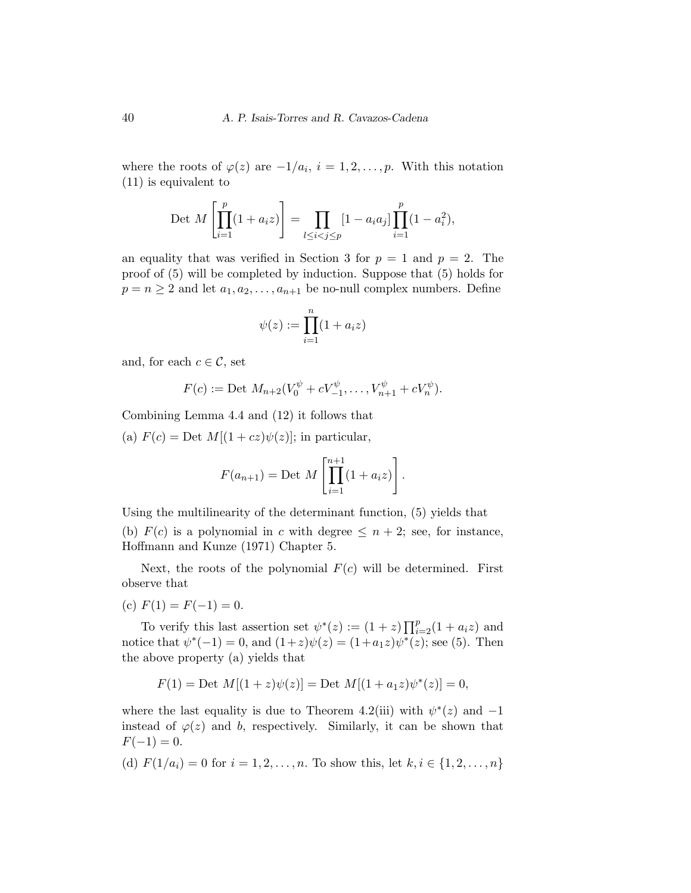where the roots of $\varphi(z)$ are $-1/a_i$, $i = 1, 2, \ldots, p$. With this notation (11) is equivalent to

$$\text{Det } M\left[\prod_{i=1}^{p}(1 + a_i z)\right] = \prod_{l \leq i < j \leq p}[1 - a_i a_j]\prod_{i=1}^{p}(1 - a_i^2),$$

an equality that was verified in Section 3 for $p = 1$ and $p = 2$. The proof of (5) will be completed by induction. Suppose that (5) holds for $p = n \geq 2$ and let $a_1, a_2, \ldots, a_{n+1}$ be no-null complex numbers. Define

$$\psi(z) := \prod_{i=1}^{n}(1 + a_i z)$$

and, for each $c \in \mathcal{C}$, set

$$F(c) := \text{Det } M_{n+2}(V_0^{\psi} + cV_{-1}^{\psi}, \ldots, V_{n+1}^{\psi} + cV_n^{\psi}).$$

Combining Lemma 4.4 and (12) it follows that

(a) $F(c) = \text{Det } M[(1 + cz)\psi(z)]$; in particular,

$$F(a_{n+1}) = \text{Det } M\left[\prod_{i=1}^{n+1}(1 + a_i z)\right].$$

Using the multilinearity of the determinant function, (5) yields that

(b) $F(c)$ is a polynomial in $c$ with degree $\leq n + 2$; see, for instance, Hoffmann and Kunze (1971) Chapter 5.

Next, the roots of the polynomial $F(c)$ will be determined. First observe that

(c) $F(1) = F(-1) = 0$.

To verify this last assertion set $\psi^*(z) := (1 + z)\prod_{i=2}^{p}(1 + a_i z)$ and notice that $\psi^*(-1) = 0$, and $(1+z)\psi(z) = (1+a_1 z)\psi^*(z)$; see (5). Then the above property (a) yields that

$$F(1) = \text{Det } M[(1 + z)\psi(z)] = \text{Det } M[(1 + a_1 z)\psi^*(z)] = 0,$$

where the last equality is due to Theorem 4.2(iii) with $\psi^*(z)$ and $-1$ instead of $\varphi(z)$ and $b$, respectively. Similarly, it can be shown that $F(-1) = 0$.

(d) $F(1/a_i) = 0$ for $i = 1, 2, \ldots, n$. To show this, let $k, i \in \{1, 2, \ldots, n\}$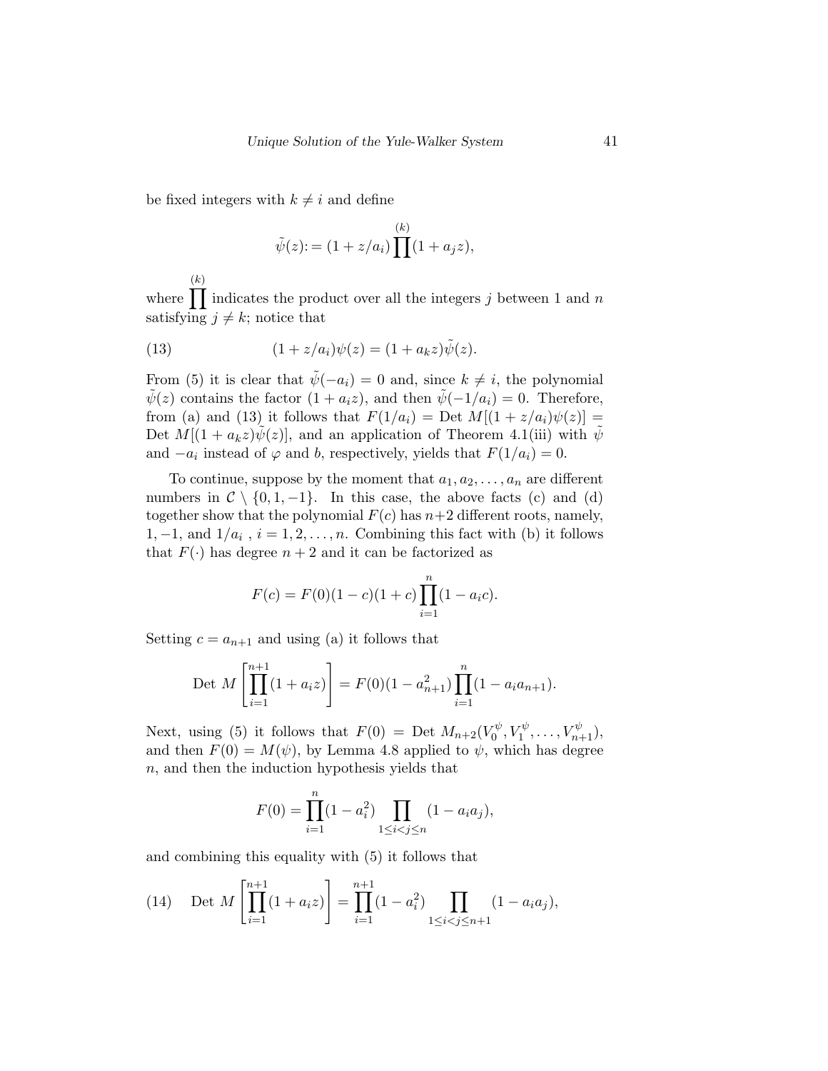be fixed integers with $k \neq i$ and define

$$\tilde{\psi}(z) := (1 + z/a_i) \prod^{(k)} (1 + a_j z),$$

where $\prod^{(k)}$ indicates the product over all the integers $j$ between 1 and $n$ satisfying $j \neq k$; notice that

$$(1 + z/a_i)\psi(z) = (1 + a_k z)\tilde{\psi}(z). \tag{13}$$

From (5) it is clear that $\tilde{\psi}(-a_i) = 0$ and, since $k \neq i$, the polynomial $\tilde{\psi}(z)$ contains the factor $(1 + a_i z)$, and then $\tilde{\psi}(-1/a_i) = 0$. Therefore, from (a) and (13) it follows that $F(1/a_i) = \text{Det } M[(1 + z/a_i)\psi(z)] = \text{Det } M[(1 + a_k z)\tilde{\psi}(z)]$, and an application of Theorem 4.1(iii) with $\tilde{\psi}$ and $-a_i$ instead of $\varphi$ and $b$, respectively, yields that $F(1/a_i) = 0$.

To continue, suppose by the moment that $a_1, a_2, \ldots, a_n$ are different numbers in $\mathcal{C} \setminus \{0, 1, -1\}$. In this case, the above facts (c) and (d) together show that the polynomial $F(c)$ has $n+2$ different roots, namely, $1, -1$, and $1/a_i$ , $i = 1, 2, \ldots, n$. Combining this fact with (b) it follows that $F(\cdot)$ has degree $n + 2$ and it can be factorized as

$$F(c) = F(0)(1 - c)(1 + c) \prod_{i=1}^{n} (1 - a_i c).$$

Setting $c = a_{n+1}$ and using (a) it follows that

$$\text{Det } M \left[ \prod_{i=1}^{n+1} (1 + a_i z) \right] = F(0)(1 - a_{n+1}^2) \prod_{i=1}^{n} (1 - a_i a_{n+1}).$$

Next, using (5) it follows that $F(0) = \text{Det } M_{n+2}(V_0^\psi, V_1^\psi, \ldots, V_{n+1}^\psi)$, and then $F(0) = M(\psi)$, by Lemma 4.8 applied to $\psi$, which has degree $n$, and then the induction hypothesis yields that

$$F(0) = \prod_{i=1}^{n} (1 - a_i^2) \prod_{1 \leq i < j \leq n} (1 - a_i a_j),$$

and combining this equality with (5) it follows that

$$\text{Det } M \left[ \prod_{i=1}^{n+1} (1 + a_i z) \right] = \prod_{i=1}^{n+1} (1 - a_i^2) \prod_{1 \leq i < j \leq n+1} (1 - a_i a_j), \tag{14}$$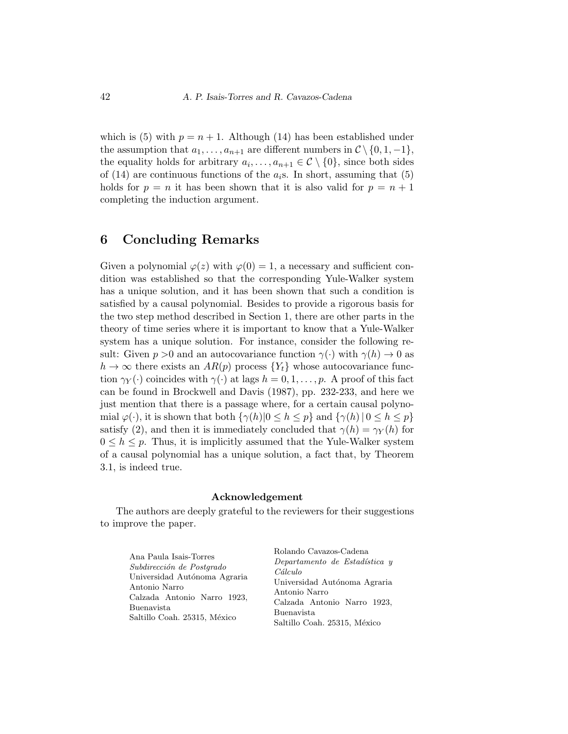which is (5) with $p = n + 1$. Although (14) has been established under the assumption that $a_1, \ldots, a_{n+1}$ are different numbers in $\mathcal{C} \setminus \{0, 1, -1\}$, the equality holds for arbitrary $a_i, \ldots, a_{n+1} \in \mathcal{C} \setminus \{0\}$, since both sides of (14) are continuous functions of the $a_i$s. In short, assuming that (5) holds for $p = n$ it has been shown that it is also valid for $p = n + 1$ completing the induction argument.

## 6 Concluding Remarks

Given a polynomial $\varphi(z)$ with $\varphi(0) = 1$, a necessary and sufficient condition was established so that the corresponding Yule-Walker system has a unique solution, and it has been shown that such a condition is satisfied by a causal polynomial. Besides to provide a rigorous basis for the two step method described in Section 1, there are other parts in the theory of time series where it is important to know that a Yule-Walker system has a unique solution. For instance, consider the following result: Given $p > 0$ and an autocovariance function $\gamma(\cdot)$ with $\gamma(h) \to 0$ as $h \to \infty$ there exists an $AR(p)$ process $\{Y_t\}$ whose autocovariance function $\gamma_Y(\cdot)$ coincides with $\gamma(\cdot)$ at lags $h = 0, 1, \ldots, p$. A proof of this fact can be found in Brockwell and Davis (1987), pp. 232-233, and here we just mention that there is a passage where, for a certain causal polynomial $\varphi(\cdot)$, it is shown that both $\{\gamma(h) | 0 \leq h \leq p\}$ and $\{\gamma(h) \,|\, 0 \leq h \leq p\}$ satisfy (2), and then it is immediately concluded that $\gamma(h) = \gamma_Y(h)$ for $0 \leq h \leq p$. Thus, it is implicitly assumed that the Yule-Walker system of a causal polynomial has a unique solution, a fact that, by Theorem 3.1, is indeed true.

**Acknowledgement**

The authors are deeply grateful to the reviewers for their suggestions to improve the paper.

Ana Paula Isais-Torres
*Subdirección de Postgrado*
Universidad Autónoma Agraria Antonio Narro
Calzada Antonio Narro 1923, Buenavista
Saltillo Coah. 25315, México

Rolando Cavazos-Cadena
*Departamento de Estadística y Cálculo*
Universidad Autónoma Agraria Antonio Narro
Calzada Antonio Narro 1923, Buenavista
Saltillo Coah. 25315, México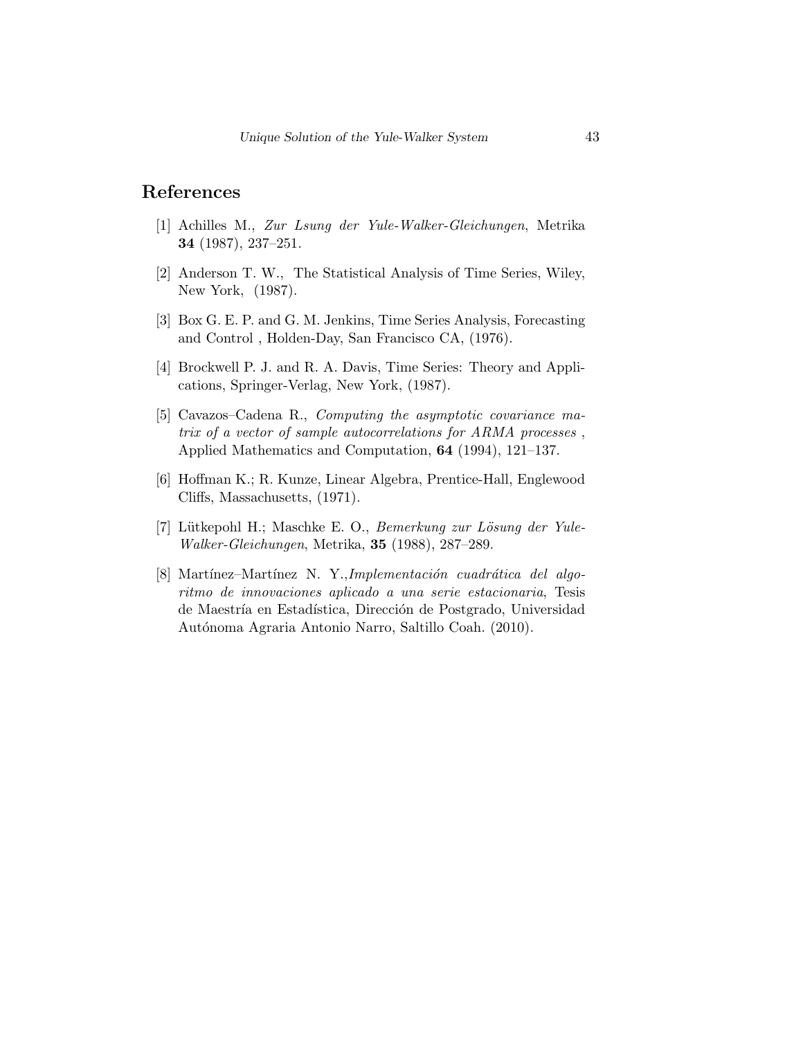## References

[1] Achilles M., *Zur Lsung der Yule-Walker-Gleichungen*, Metrika **34** (1987), 237–251.

[2] Anderson T. W., The Statistical Analysis of Time Series, Wiley, New York, (1987).

[3] Box G. E. P. and G. M. Jenkins, Time Series Analysis, Forecasting and Control , Holden-Day, San Francisco CA, (1976).

[4] Brockwell P. J. and R. A. Davis, Time Series: Theory and Applications, Springer-Verlag, New York, (1987).

[5] Cavazos–Cadena R., *Computing the asymptotic covariance matrix of a vector of sample autocorrelations for ARMA processes* , Applied Mathematics and Computation, **64** (1994), 121–137.

[6] Hoffman K.; R. Kunze, Linear Algebra, Prentice-Hall, Englewood Cliffs, Massachusetts, (1971).

[7] Lütkepohl H.; Maschke E. O., *Bemerkung zur Lösung der Yule-Walker-Gleichungen*, Metrika, **35** (1988), 287–289.

[8] Martínez–Martínez N. Y.,*Implementación cuadrática del algoritmo de innovaciones aplicado a una serie estacionaria*, Tesis de Maestría en Estadística, Dirección de Postgrado, Universidad Autónoma Agraria Antonio Narro, Saltillo Coah. (2010).